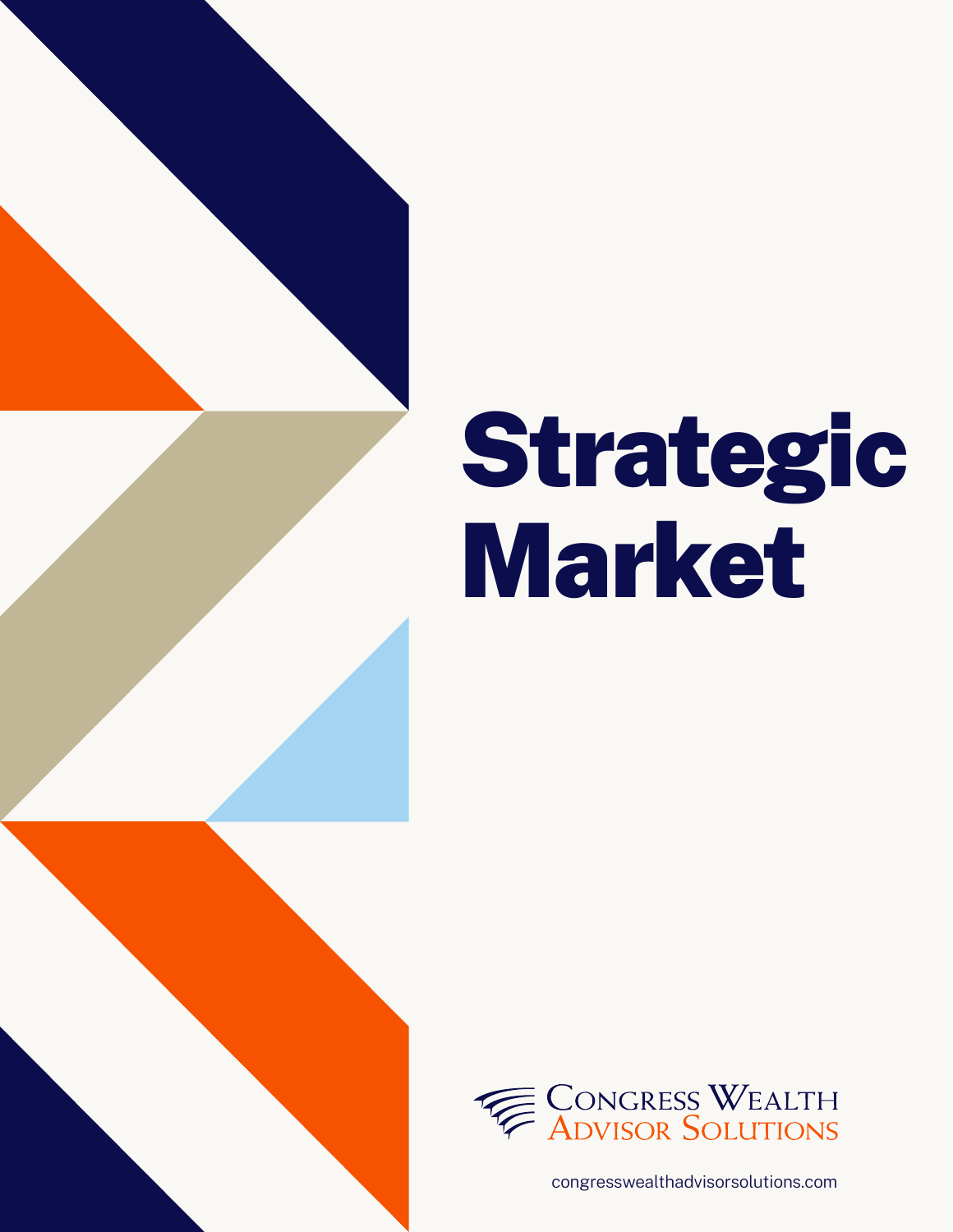# Strategic Market

Congress Wealth Advisor Solutions

congresswealthadvisorsolutions.com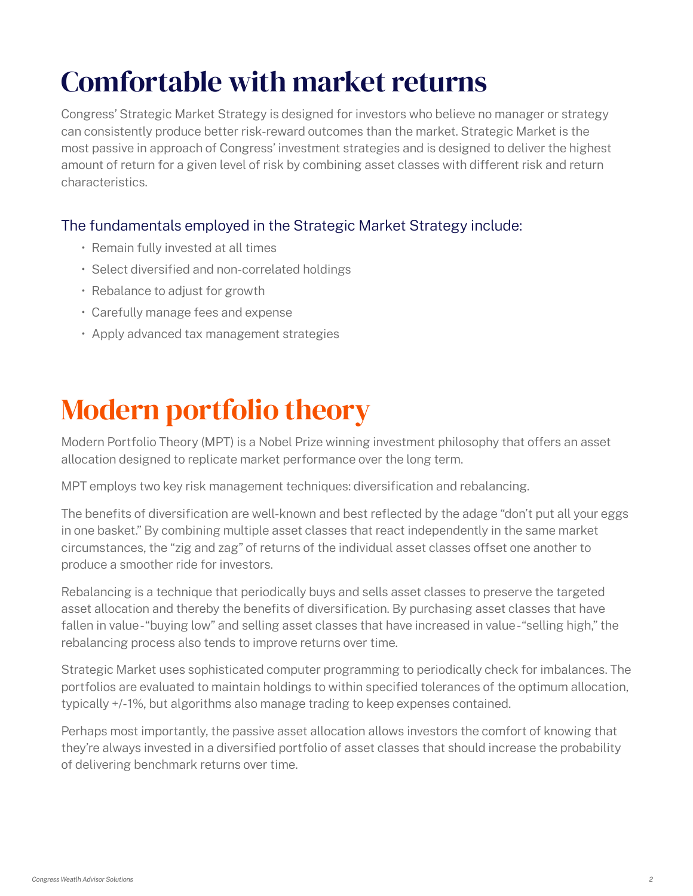# Comfortable with market returns

Congress' Strategic Market Strategy is designed for investors who believe no manager or strategy can consistently produce better risk-reward outcomes than the market. Strategic Market is the most passive in approach of Congress' investment strategies and is designed to deliver the highest amount of return for a given level of risk by combining asset classes with different risk and return characteristics.

### The fundamentals employed in the Strategic Market Strategy include:

- Remain fully invested at all times
- Select diversified and non-correlated holdings
- Rebalance to adjust for growth
- Carefully manage fees and expense
- Apply advanced tax management strategies

# Modern portfolio theory

Modern Portfolio Theory (MPT) is a Nobel Prize winning investment philosophy that offers an asset allocation designed to replicate market performance over the long term.

MPT employs two key risk management techniques: diversification and rebalancing.

The benefits of diversification are well-known and best reflected by the adage "don't put all your eggs in one basket." By combining multiple asset classes that react independently in the same market circumstances, the "zig and zag" of returns of the individual asset classes offset one another to produce a smoother ride for investors.

Rebalancing is a technique that periodically buys and sells asset classes to preserve the targeted asset allocation and thereby the benefits of diversification. By purchasing asset classes that have fallen in value - "buying low" and selling asset classes that have increased in value - "selling high," the rebalancing process also tends to improve returns over time.

Strategic Market uses sophisticated computer programming to periodically check for imbalances. The portfolios are evaluated to maintain holdings to within specified tolerances of the optimum allocation, typically +/-1%, but algorithms also manage trading to keep expenses contained.

Perhaps most importantly, the passive asset allocation allows investors the comfort of knowing that they're always invested in a diversified portfolio of asset classes that should increase the probability of delivering benchmark returns over time.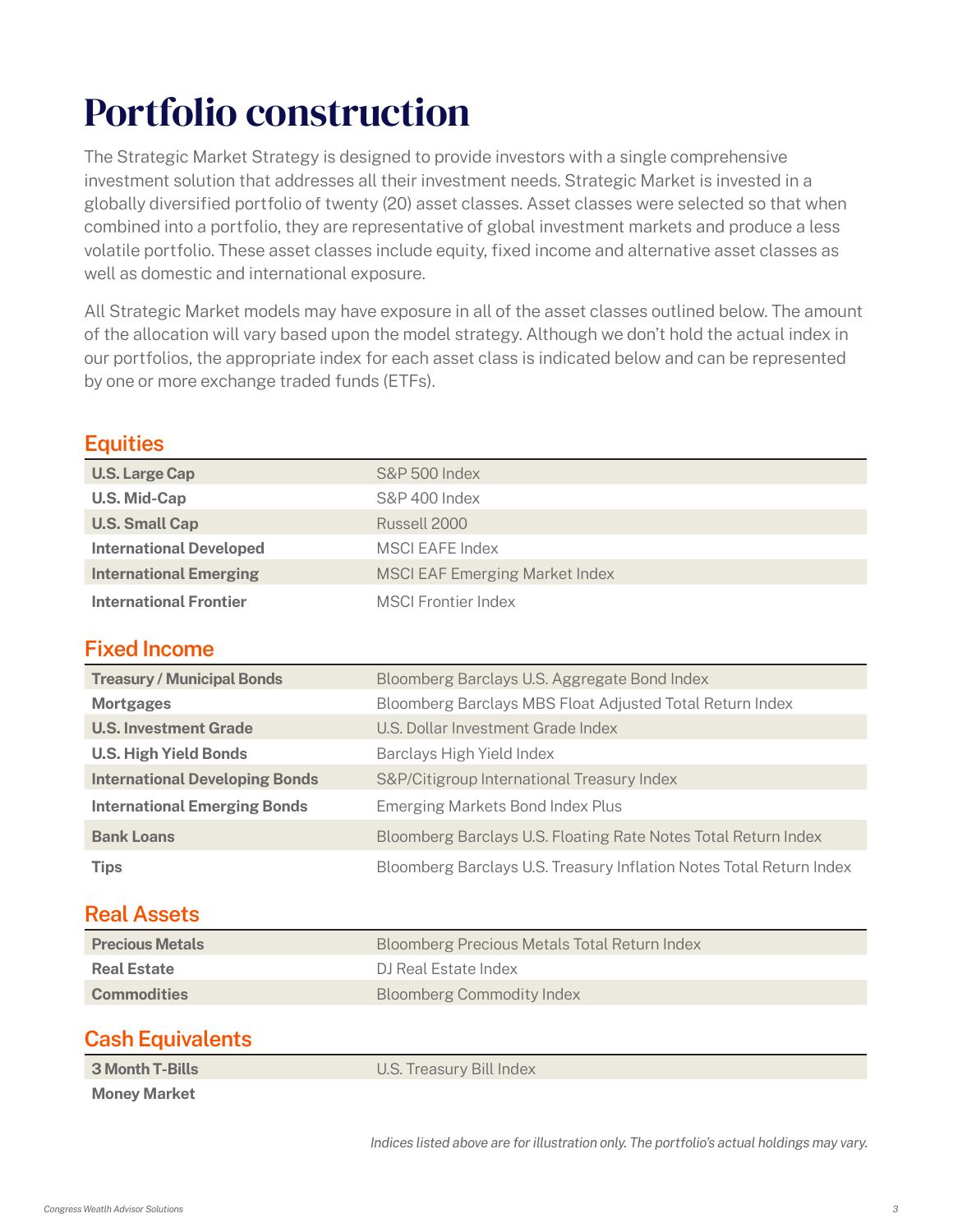# Portfolio construction

The Strategic Market Strategy is designed to provide investors with a single comprehensive investment solution that addresses all their investment needs. Strategic Market is invested in a globally diversified portfolio of twenty (20) asset classes. Asset classes were selected so that when combined into a portfolio, they are representative of global investment markets and produce a less volatile portfolio. These asset classes include equity, fixed income and alternative asset classes as well as domestic and international exposure.

All Strategic Market models may have exposure in all of the asset classes outlined below. The amount of the allocation will vary based upon the model strategy. Although we don't hold the actual index in our portfolios, the appropriate index for each asset class is indicated below and can be represented by one or more exchange traded funds (ETFs).

## Equities

| | |
|---|---|
| **U.S. Large Cap** | S&P 500 Index |
| **U.S. Mid-Cap** | S&P 400 Index |
| **U.S. Small Cap** | Russell 2000 |
| **International Developed** | MSCI EAFE Index |
| **International Emerging** | MSCI EAF Emerging Market Index |
| **International Frontier** | MSCI Frontier Index |

## Fixed Income

| | |
|---|---|
| **Treasury / Municipal Bonds** | Bloomberg Barclays U.S. Aggregate Bond Index |
| **Mortgages** | Bloomberg Barclays MBS Float Adjusted Total Return Index |
| **U.S. Investment Grade** | U.S. Dollar Investment Grade Index |
| **U.S. High Yield Bonds** | Barclays High Yield Index |
| **International Developing Bonds** | S&P/Citigroup International Treasury Index |
| **International Emerging Bonds** | Emerging Markets Bond Index Plus |
| **Bank Loans** | Bloomberg Barclays U.S. Floating Rate Notes Total Return Index |
| **Tips** | Bloomberg Barclays U.S. Treasury Inflation Notes Total Return Index |

## Real Assets

| | |
|---|---|
| **Precious Metals** | Bloomberg Precious Metals Total Return Index |
| **Real Estate** | DJ Real Estate Index |
| **Commodities** | Bloomberg Commodity Index |

## Cash Equivalents

| | |
|---|---|
| **3 Month T-Bills** | U.S. Treasury Bill Index |
| **Money Market** | |

*Indices listed above are for illustration only. The portfolio's actual holdings may vary.*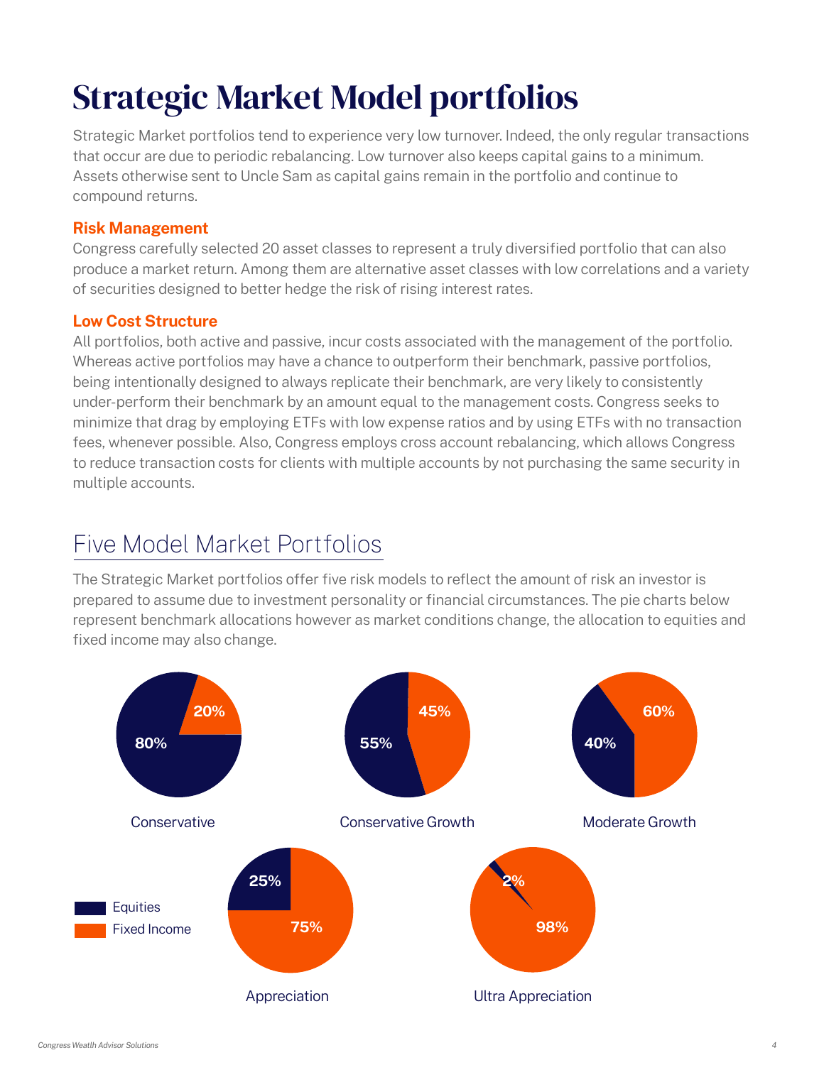# Strategic Market Model portfolios

Strategic Market portfolios tend to experience very low turnover. Indeed, the only regular transactions that occur are due to periodic rebalancing. Low turnover also keeps capital gains to a minimum. Assets otherwise sent to Uncle Sam as capital gains remain in the portfolio and continue to compound returns.

### Risk Management

Congress carefully selected 20 asset classes to represent a truly diversified portfolio that can also produce a market return. Among them are alternative asset classes with low correlations and a variety of securities designed to better hedge the risk of rising interest rates.

### Low Cost Structure

All portfolios, both active and passive, incur costs associated with the management of the portfolio. Whereas active portfolios may have a chance to outperform their benchmark, passive portfolios, being intentionally designed to always replicate their benchmark, are very likely to consistently under-perform their benchmark by an amount equal to the management costs. Congress seeks to minimize that drag by employing ETFs with low expense ratios and by using ETFs with no transaction fees, whenever possible. Also, Congress employs cross account rebalancing, which allows Congress to reduce transaction costs for clients with multiple accounts by not purchasing the same security in multiple accounts.

## Five Model Market Portfolios

The Strategic Market portfolios offer five risk models to reflect the amount of risk an investor is prepared to assume due to investment personality or financial circumstances. The pie charts below represent benchmark allocations however as market conditions change, the allocation to equities and fixed income may also change.

| Portfolio | Equities | Fixed Income |
|---|---|---|
| Conservative | 80% | 20% |
| Conservative Growth | 55% | 45% |
| Moderate Growth | 40% | 60% |
| Appreciation | 25% | 75% |
| Ultra Appreciation | 2% | 98% |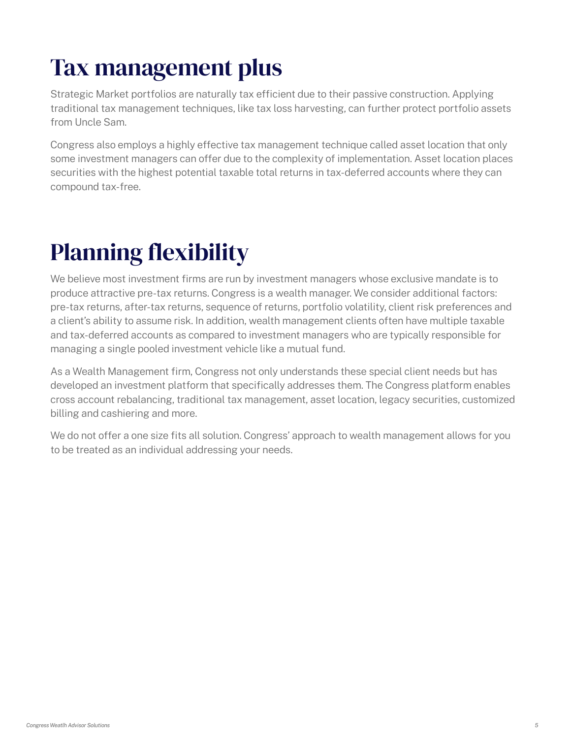# Tax management plus

Strategic Market portfolios are naturally tax efficient due to their passive construction. Applying traditional tax management techniques, like tax loss harvesting, can further protect portfolio assets from Uncle Sam.

Congress also employs a highly effective tax management technique called asset location that only some investment managers can offer due to the complexity of implementation. Asset location places securities with the highest potential taxable total returns in tax-deferred accounts where they can compound tax-free.

# Planning flexibility

We believe most investment firms are run by investment managers whose exclusive mandate is to produce attractive pre-tax returns. Congress is a wealth manager. We consider additional factors: pre-tax returns, after-tax returns, sequence of returns, portfolio volatility, client risk preferences and a client's ability to assume risk. In addition, wealth management clients often have multiple taxable and tax-deferred accounts as compared to investment managers who are typically responsible for managing a single pooled investment vehicle like a mutual fund.

As a Wealth Management firm, Congress not only understands these special client needs but has developed an investment platform that specifically addresses them. The Congress platform enables cross account rebalancing, traditional tax management, asset location, legacy securities, customized billing and cashiering and more.

We do not offer a one size fits all solution. Congress' approach to wealth management allows for you to be treated as an individual addressing your needs.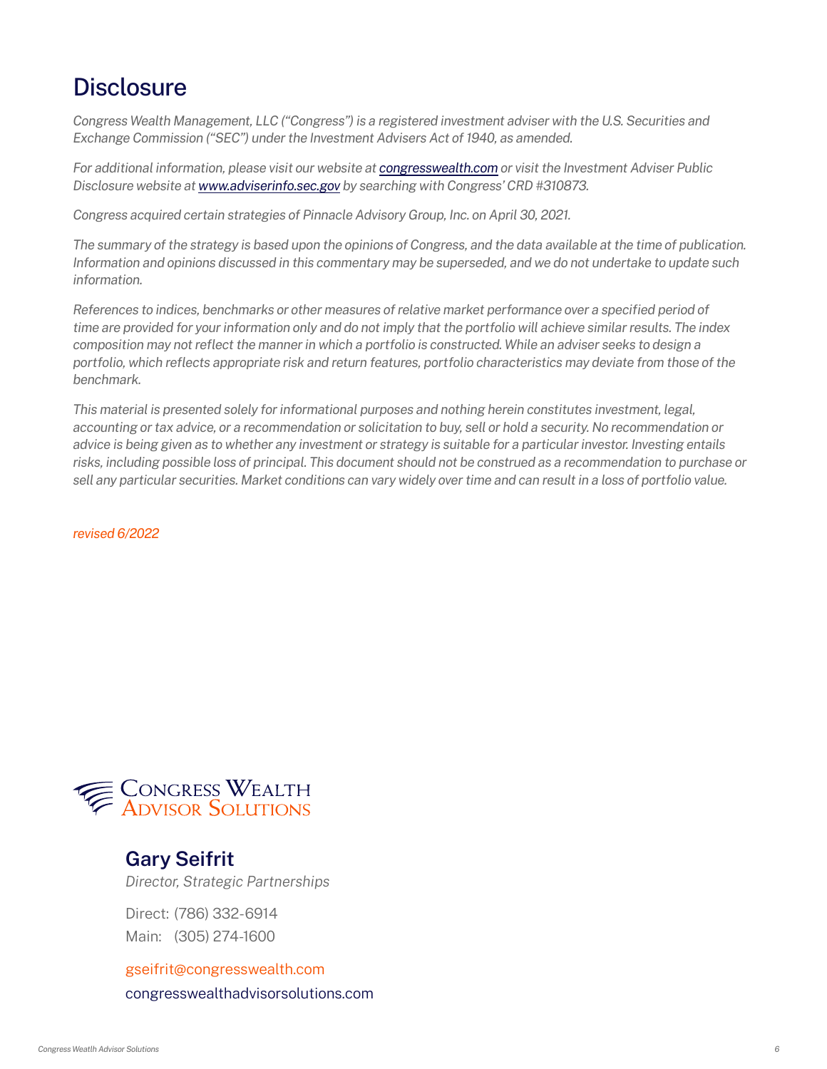# Disclosure

*Congress Wealth Management, LLC ("Congress") is a registered investment adviser with the U.S. Securities and Exchange Commission ("SEC") under the Investment Advisers Act of 1940, as amended.*

*For additional information, please visit our website at [congresswealth.com](congresswealth.com) or visit the Investment Adviser Public Disclosure website at [www.adviserinfo.sec.gov](www.adviserinfo.sec.gov) by searching with Congress' CRD #310873.*

*Congress acquired certain strategies of Pinnacle Advisory Group, Inc. on April 30, 2021.*

*The summary of the strategy is based upon the opinions of Congress, and the data available at the time of publication. Information and opinions discussed in this commentary may be superseded, and we do not undertake to update such information.*

*References to indices, benchmarks or other measures of relative market performance over a specified period of time are provided for your information only and do not imply that the portfolio will achieve similar results. The index composition may not reflect the manner in which a portfolio is constructed. While an adviser seeks to design a portfolio, which reflects appropriate risk and return features, portfolio characteristics may deviate from those of the benchmark.*

*This material is presented solely for informational purposes and nothing herein constitutes investment, legal, accounting or tax advice, or a recommendation or solicitation to buy, sell or hold a security. No recommendation or advice is being given as to whether any investment or strategy is suitable for a particular investor. Investing entails risks, including possible loss of principal. This document should not be construed as a recommendation to purchase or sell any particular securities. Market conditions can vary widely over time and can result in a loss of portfolio value.*

*revised 6/2022*

CONGRESS WEALTH
ADVISOR SOLUTIONS

## Gary Seifrit

*Director, Strategic Partnerships*

Direct: (786) 332-6914
Main: (305) 274-1600

gseifrit@congresswealth.com
congresswealthadvisorsolutions.com